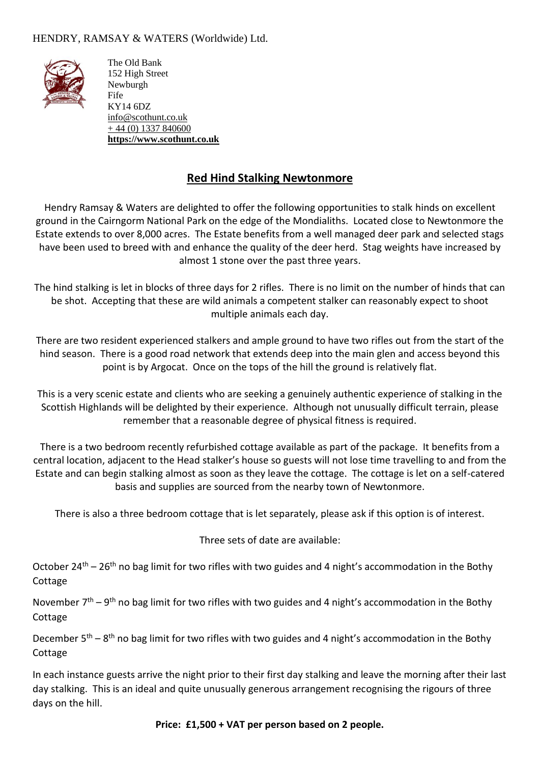HENDRY, RAMSAY & WATERS (Worldwide) Ltd.

The Old Bank
152 High Street
Newburgh
Fife
KY14 6DZ
info@scothunt.co.uk
+ 44 (0) 1337 840600
**https://www.scothunt.co.uk**

## Red Hind Stalking Newtonmore

Hendry Ramsay & Waters are delighted to offer the following opportunities to stalk hinds on excellent ground in the Cairngorm National Park on the edge of the Mondialiths. Located close to Newtonmore the Estate extends to over 8,000 acres. The Estate benefits from a well managed deer park and selected stags have been used to breed with and enhance the quality of the deer herd. Stag weights have increased by almost 1 stone over the past three years.

The hind stalking is let in blocks of three days for 2 rifles. There is no limit on the number of hinds that can be shot. Accepting that these are wild animals a competent stalker can reasonably expect to shoot multiple animals each day.

There are two resident experienced stalkers and ample ground to have two rifles out from the start of the hind season. There is a good road network that extends deep into the main glen and access beyond this point is by Argocat. Once on the tops of the hill the ground is relatively flat.

This is a very scenic estate and clients who are seeking a genuinely authentic experience of stalking in the Scottish Highlands will be delighted by their experience. Although not unusually difficult terrain, please remember that a reasonable degree of physical fitness is required.

There is a two bedroom recently refurbished cottage available as part of the package. It benefits from a central location, adjacent to the Head stalker's house so guests will not lose time travelling to and from the Estate and can begin stalking almost as soon as they leave the cottage. The cottage is let on a self-catered basis and supplies are sourced from the nearby town of Newtonmore.

There is also a three bedroom cottage that is let separately, please ask if this option is of interest.

Three sets of date are available:

October 24th – 26th no bag limit for two rifles with two guides and 4 night's accommodation in the Bothy Cottage

November 7th – 9th no bag limit for two rifles with two guides and 4 night's accommodation in the Bothy Cottage

December 5th – 8th no bag limit for two rifles with two guides and 4 night's accommodation in the Bothy Cottage

In each instance guests arrive the night prior to their first day stalking and leave the morning after their last day stalking. This is an ideal and quite unusually generous arrangement recognising the rigours of three days on the hill.

**Price: £1,500 + VAT per person based on 2 people.**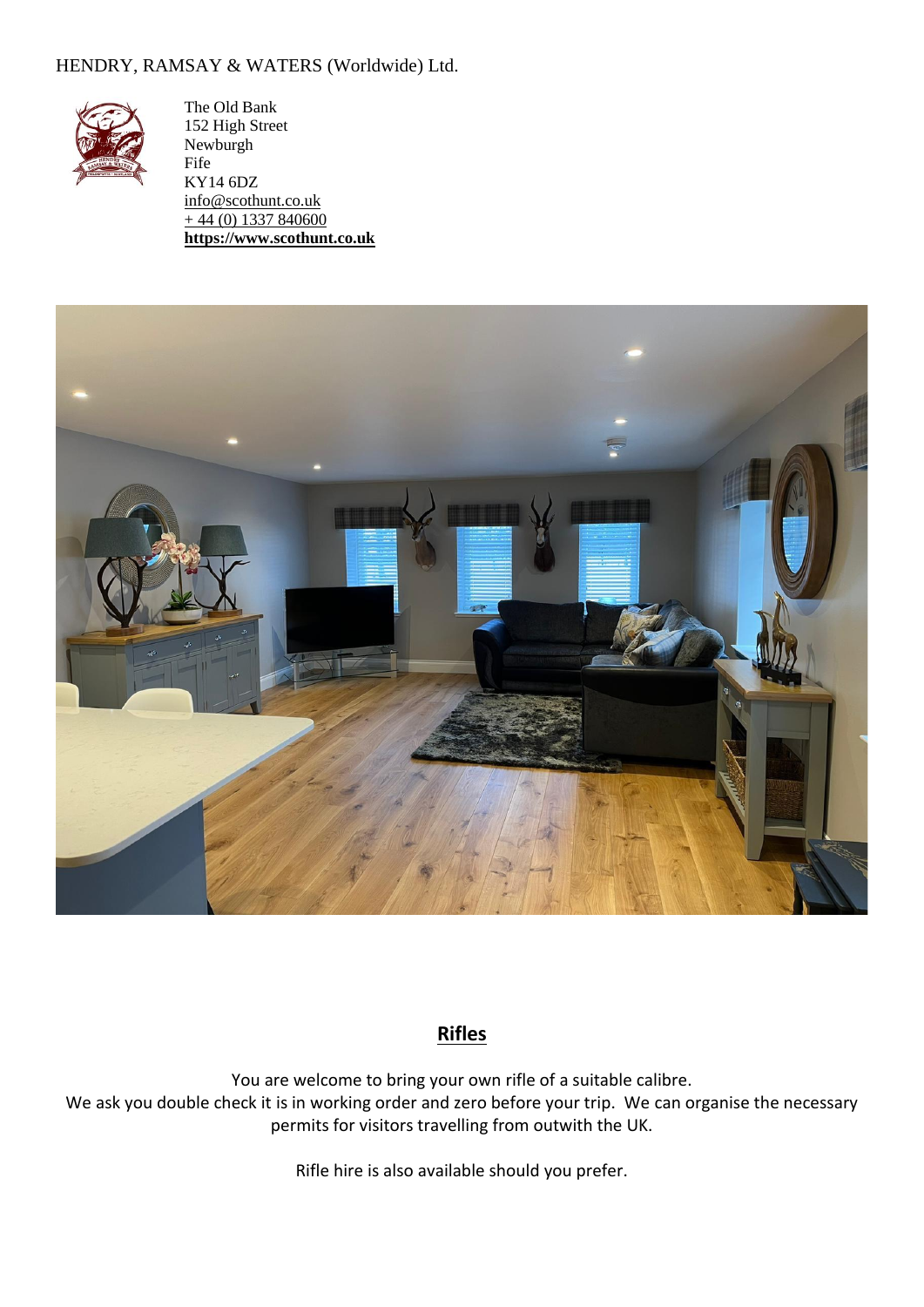HENDRY, RAMSAY & WATERS (Worldwide) Ltd.

The Old Bank
152 High Street
Newburgh
Fife
KY14 6DZ
info@scothunt.co.uk
+ 44 (0) 1337 840600
**https://www.scothunt.co.uk**

## Rifles

You are welcome to bring your own rifle of a suitable calibre.
We ask you double check it is in working order and zero before your trip. We can organise the necessary permits for visitors travelling from outwith the UK.

Rifle hire is also available should you prefer.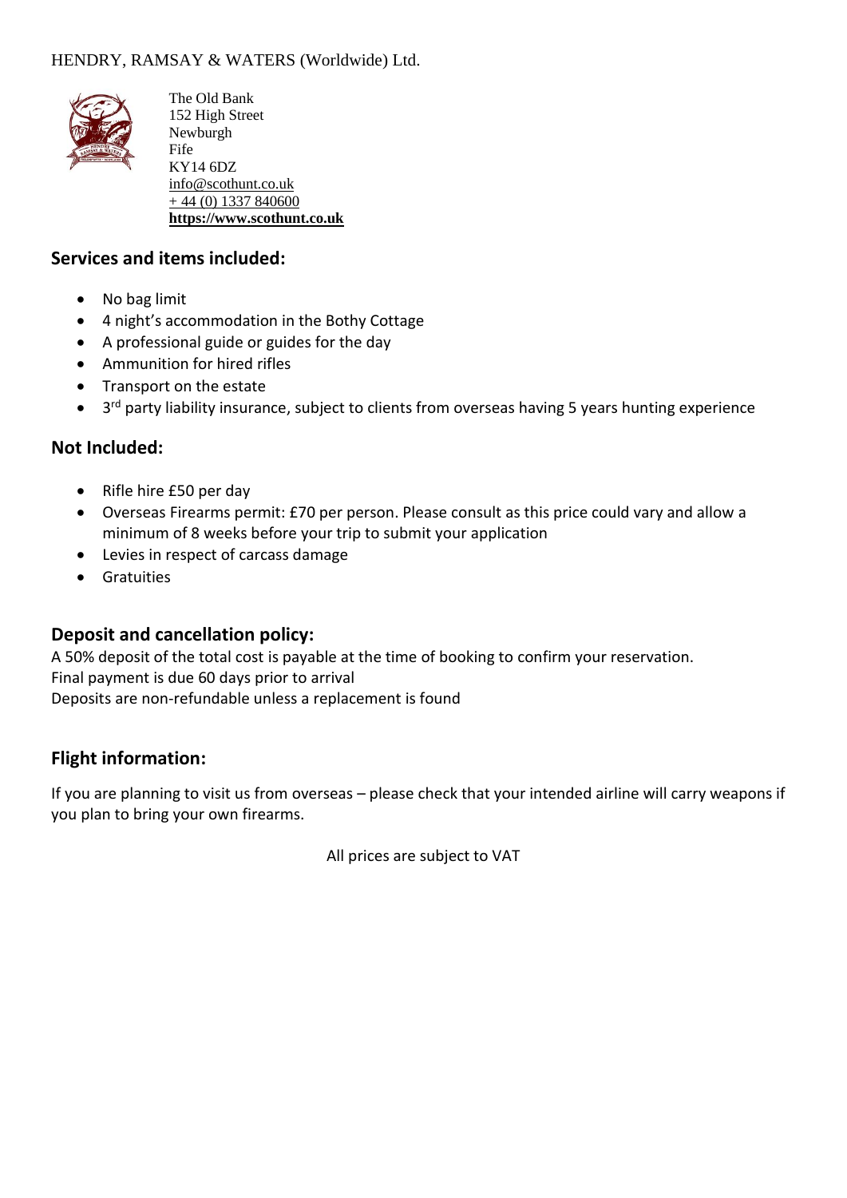HENDRY, RAMSAY & WATERS (Worldwide) Ltd.

The Old Bank
152 High Street
Newburgh
Fife
KY14 6DZ
info@scothunt.co.uk
+ 44 (0) 1337 840600
**https://www.scothunt.co.uk**

## Services and items included:

- No bag limit
- 4 night's accommodation in the Bothy Cottage
- A professional guide or guides for the day
- Ammunition for hired rifles
- Transport on the estate
- 3rd party liability insurance, subject to clients from overseas having 5 years hunting experience

## Not Included:

- Rifle hire £50 per day
- Overseas Firearms permit: £70 per person. Please consult as this price could vary and allow a minimum of 8 weeks before your trip to submit your application
- Levies in respect of carcass damage
- Gratuities

## Deposit and cancellation policy:

A 50% deposit of the total cost is payable at the time of booking to confirm your reservation.
Final payment is due 60 days prior to arrival
Deposits are non-refundable unless a replacement is found

## Flight information:

If you are planning to visit us from overseas – please check that your intended airline will carry weapons if you plan to bring your own firearms.

All prices are subject to VAT